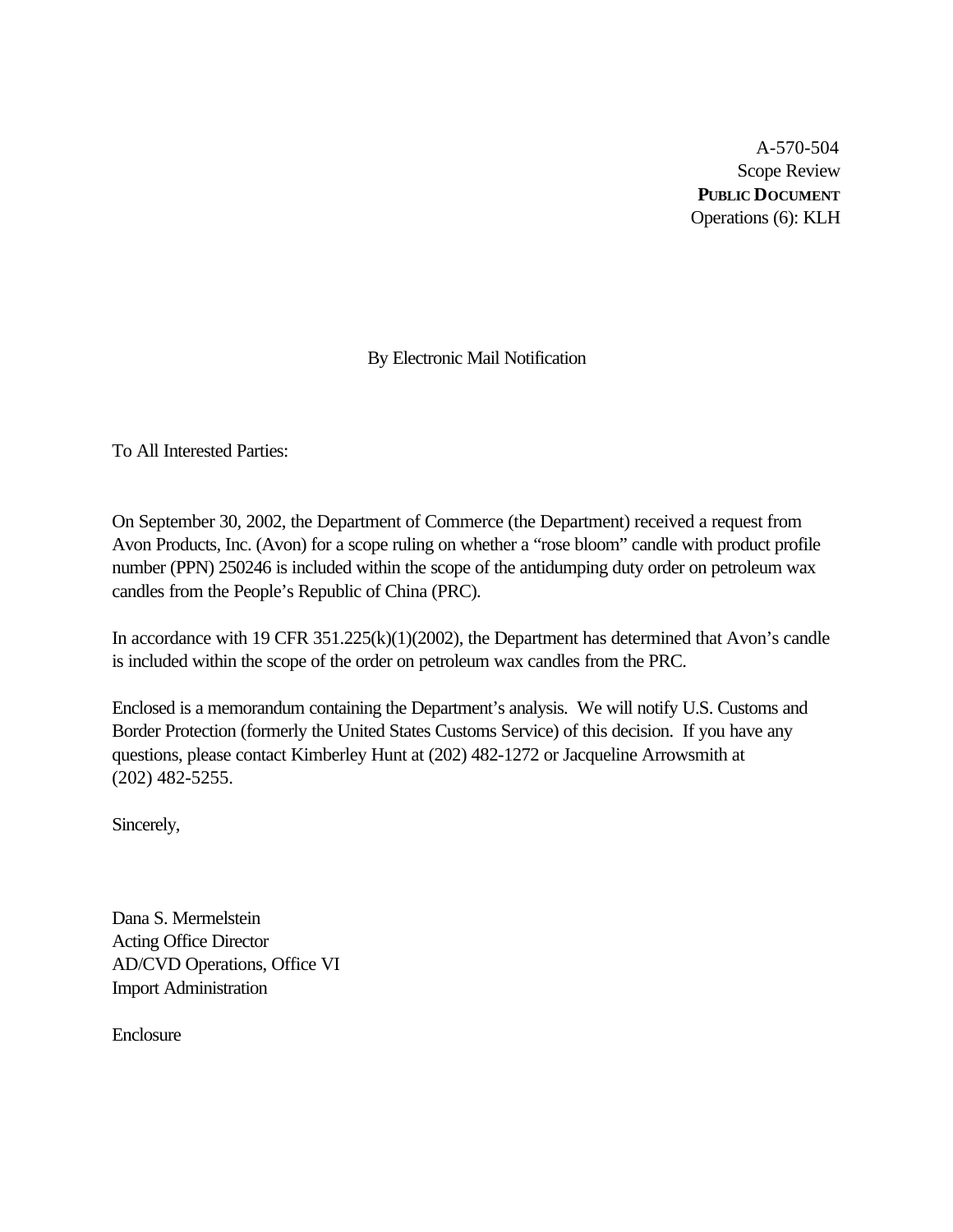A-570-504
Scope Review
**PUBLIC DOCUMENT**
Operations (6): KLH

By Electronic Mail Notification

To All Interested Parties:

On September 30, 2002, the Department of Commerce (the Department) received a request from Avon Products, Inc. (Avon) for a scope ruling on whether a "rose bloom" candle with product profile number (PPN) 250246 is included within the scope of the antidumping duty order on petroleum wax candles from the People's Republic of China (PRC).

In accordance with 19 CFR 351.225(k)(1)(2002), the Department has determined that Avon's candle is included within the scope of the order on petroleum wax candles from the PRC.

Enclosed is a memorandum containing the Department's analysis. We will notify U.S. Customs and Border Protection (formerly the United States Customs Service) of this decision. If you have any questions, please contact Kimberley Hunt at (202) 482-1272 or Jacqueline Arrowsmith at (202) 482-5255.

Sincerely,

Dana S. Mermelstein
Acting Office Director
AD/CVD Operations, Office VI
Import Administration

Enclosure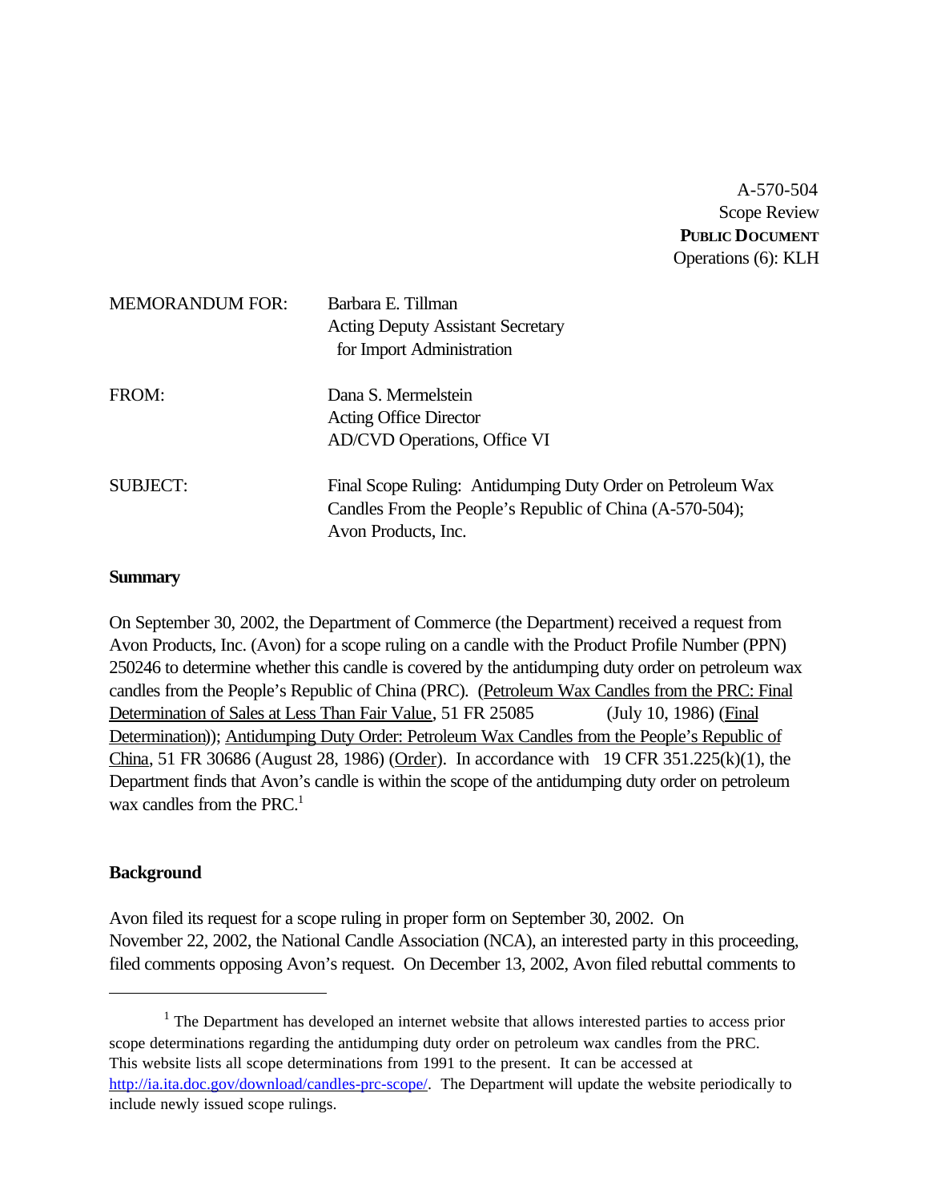A-570-504
Scope Review
**PUBLIC DOCUMENT**
Operations (6): KLH

MEMORANDUM FOR: Barbara E. Tillman
Acting Deputy Assistant Secretary
for Import Administration

FROM: Dana S. Mermelstein
Acting Office Director
AD/CVD Operations, Office VI

SUBJECT: Final Scope Ruling: Antidumping Duty Order on Petroleum Wax Candles From the People's Republic of China (A-570-504); Avon Products, Inc.

**Summary**

On September 30, 2002, the Department of Commerce (the Department) received a request from Avon Products, Inc. (Avon) for a scope ruling on a candle with the Product Profile Number (PPN) 250246 to determine whether this candle is covered by the antidumping duty order on petroleum wax candles from the People's Republic of China (PRC). (Petroleum Wax Candles from the PRC: Final Determination of Sales at Less Than Fair Value, 51 FR 25085 (July 10, 1986) (Final Determination)); Antidumping Duty Order: Petroleum Wax Candles from the People's Republic of China, 51 FR 30686 (August 28, 1986) (Order). In accordance with 19 CFR 351.225(k)(1), the Department finds that Avon's candle is within the scope of the antidumping duty order on petroleum wax candles from the PRC.[1]

**Background**

Avon filed its request for a scope ruling in proper form on September 30, 2002. On November 22, 2002, the National Candle Association (NCA), an interested party in this proceeding, filed comments opposing Avon's request. On December 13, 2002, Avon filed rebuttal comments to

---

[1] The Department has developed an internet website that allows interested parties to access prior scope determinations regarding the antidumping duty order on petroleum wax candles from the PRC. This website lists all scope determinations from 1991 to the present. It can be accessed at http://ia.ita.doc.gov/download/candles-prc-scope/. The Department will update the website periodically to include newly issued scope rulings.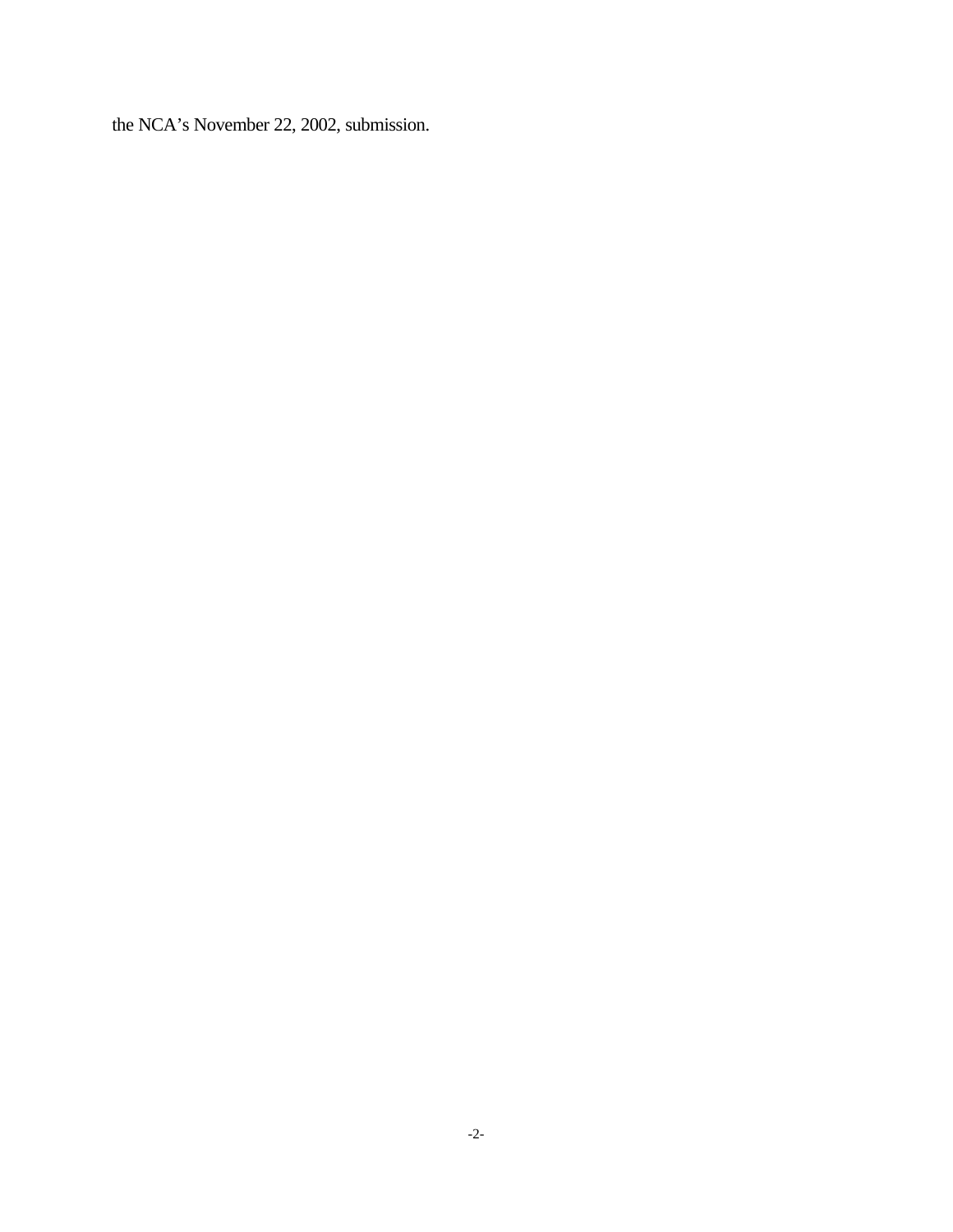the NCA’s November 22, 2002, submission.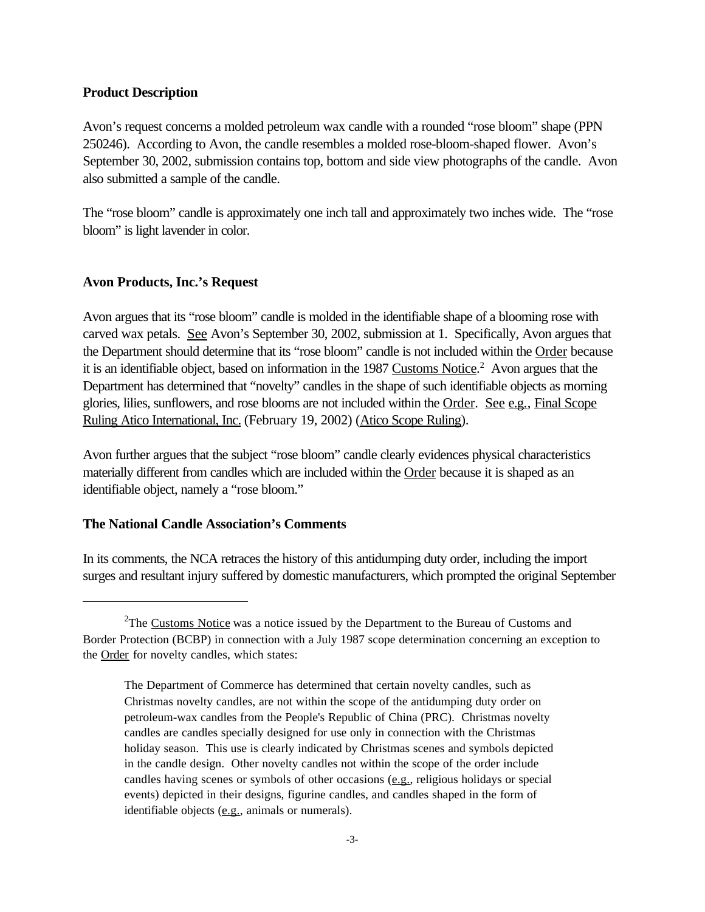### Product Description

Avon's request concerns a molded petroleum wax candle with a rounded "rose bloom" shape (PPN 250246). According to Avon, the candle resembles a molded rose-bloom-shaped flower. Avon's September 30, 2002, submission contains top, bottom and side view photographs of the candle. Avon also submitted a sample of the candle.

The "rose bloom" candle is approximately one inch tall and approximately two inches wide. The "rose bloom" is light lavender in color.

### Avon Products, Inc.'s Request

Avon argues that its "rose bloom" candle is molded in the identifiable shape of a blooming rose with carved wax petals. See Avon's September 30, 2002, submission at 1. Specifically, Avon argues that the Department should determine that its "rose bloom" candle is not included within the Order because it is an identifiable object, based on information in the 1987 Customs Notice.[2] Avon argues that the Department has determined that "novelty" candles in the shape of such identifiable objects as morning glories, lilies, sunflowers, and rose blooms are not included within the Order. See e.g., Final Scope Ruling Atico International, Inc. (February 19, 2002) (Atico Scope Ruling).

Avon further argues that the subject "rose bloom" candle clearly evidences physical characteristics materially different from candles which are included within the Order because it is shaped as an identifiable object, namely a "rose bloom."

### The National Candle Association's Comments

In its comments, the NCA retraces the history of this antidumping duty order, including the import surges and resultant injury suffered by domestic manufacturers, which prompted the original September

---

[2]The Customs Notice was a notice issued by the Department to the Bureau of Customs and Border Protection (BCBP) in connection with a July 1987 scope determination concerning an exception to the Order for novelty candles, which states:

> The Department of Commerce has determined that certain novelty candles, such as Christmas novelty candles, are not within the scope of the antidumping duty order on petroleum-wax candles from the People's Republic of China (PRC). Christmas novelty candles are candles specially designed for use only in connection with the Christmas holiday season. This use is clearly indicated by Christmas scenes and symbols depicted in the candle design. Other novelty candles not within the scope of the order include candles having scenes or symbols of other occasions (e.g., religious holidays or special events) depicted in their designs, figurine candles, and candles shaped in the form of identifiable objects (e.g., animals or numerals).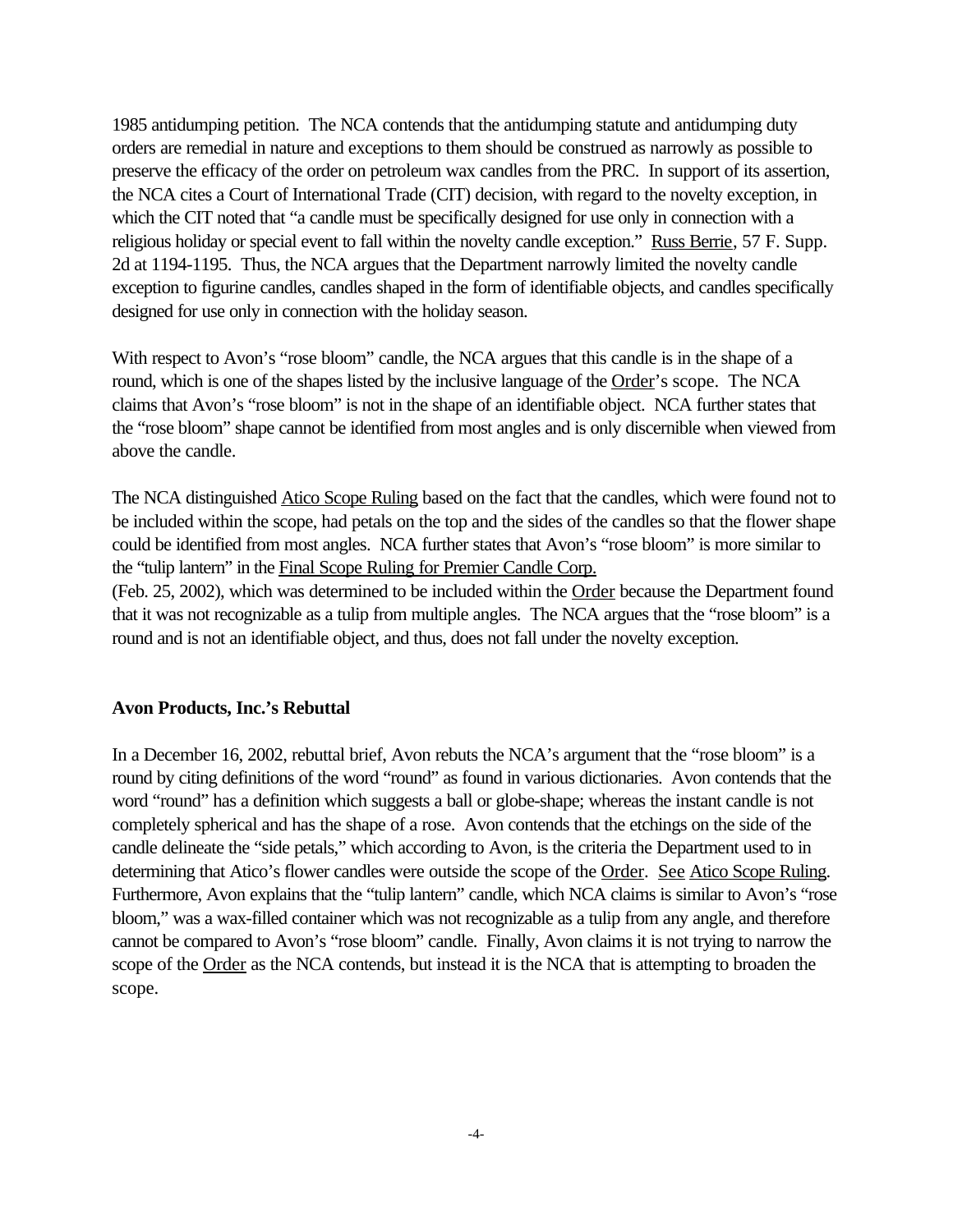1985 antidumping petition. The NCA contends that the antidumping statute and antidumping duty orders are remedial in nature and exceptions to them should be construed as narrowly as possible to preserve the efficacy of the order on petroleum wax candles from the PRC. In support of its assertion, the NCA cites a Court of International Trade (CIT) decision, with regard to the novelty exception, in which the CIT noted that "a candle must be specifically designed for use only in connection with a religious holiday or special event to fall within the novelty candle exception." Russ Berrie, 57 F. Supp. 2d at 1194-1195. Thus, the NCA argues that the Department narrowly limited the novelty candle exception to figurine candles, candles shaped in the form of identifiable objects, and candles specifically designed for use only in connection with the holiday season.

With respect to Avon's "rose bloom" candle, the NCA argues that this candle is in the shape of a round, which is one of the shapes listed by the inclusive language of the Order's scope. The NCA claims that Avon's "rose bloom" is not in the shape of an identifiable object. NCA further states that the "rose bloom" shape cannot be identified from most angles and is only discernible when viewed from above the candle.

The NCA distinguished Atico Scope Ruling based on the fact that the candles, which were found not to be included within the scope, had petals on the top and the sides of the candles so that the flower shape could be identified from most angles. NCA further states that Avon's "rose bloom" is more similar to the "tulip lantern" in the Final Scope Ruling for Premier Candle Corp. (Feb. 25, 2002), which was determined to be included within the Order because the Department found that it was not recognizable as a tulip from multiple angles. The NCA argues that the "rose bloom" is a round and is not an identifiable object, and thus, does not fall under the novelty exception.

**Avon Products, Inc.'s Rebuttal**

In a December 16, 2002, rebuttal brief, Avon rebuts the NCA's argument that the "rose bloom" is a round by citing definitions of the word "round" as found in various dictionaries. Avon contends that the word "round" has a definition which suggests a ball or globe-shape; whereas the instant candle is not completely spherical and has the shape of a rose. Avon contends that the etchings on the side of the candle delineate the "side petals," which according to Avon, is the criteria the Department used to in determining that Atico's flower candles were outside the scope of the Order. See Atico Scope Ruling. Furthermore, Avon explains that the "tulip lantern" candle, which NCA claims is similar to Avon's "rose bloom," was a wax-filled container which was not recognizable as a tulip from any angle, and therefore cannot be compared to Avon's "rose bloom" candle. Finally, Avon claims it is not trying to narrow the scope of the Order as the NCA contends, but instead it is the NCA that is attempting to broaden the scope.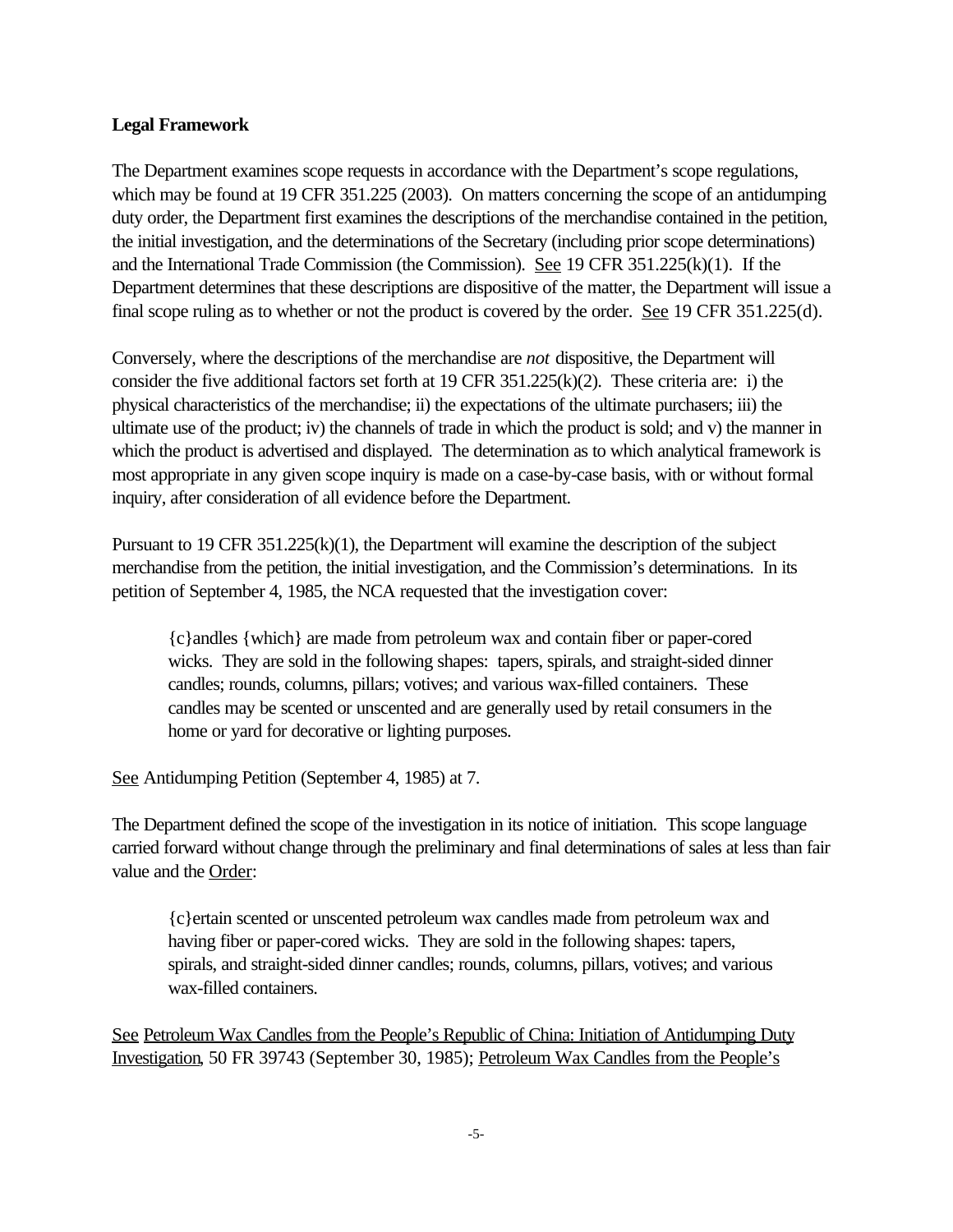**Legal Framework**

The Department examines scope requests in accordance with the Department's scope regulations, which may be found at 19 CFR 351.225 (2003). On matters concerning the scope of an antidumping duty order, the Department first examines the descriptions of the merchandise contained in the petition, the initial investigation, and the determinations of the Secretary (including prior scope determinations) and the International Trade Commission (the Commission). See 19 CFR 351.225(k)(1). If the Department determines that these descriptions are dispositive of the matter, the Department will issue a final scope ruling as to whether or not the product is covered by the order. See 19 CFR 351.225(d).

Conversely, where the descriptions of the merchandise are *not* dispositive, the Department will consider the five additional factors set forth at 19 CFR 351.225(k)(2). These criteria are: i) the physical characteristics of the merchandise; ii) the expectations of the ultimate purchasers; iii) the ultimate use of the product; iv) the channels of trade in which the product is sold; and v) the manner in which the product is advertised and displayed. The determination as to which analytical framework is most appropriate in any given scope inquiry is made on a case-by-case basis, with or without formal inquiry, after consideration of all evidence before the Department.

Pursuant to 19 CFR 351.225(k)(1), the Department will examine the description of the subject merchandise from the petition, the initial investigation, and the Commission's determinations. In its petition of September 4, 1985, the NCA requested that the investigation cover:

> {c}andles {which} are made from petroleum wax and contain fiber or paper-cored wicks. They are sold in the following shapes: tapers, spirals, and straight-sided dinner candles; rounds, columns, pillars; votives; and various wax-filled containers. These candles may be scented or unscented and are generally used by retail consumers in the home or yard for decorative or lighting purposes.

See Antidumping Petition (September 4, 1985) at 7.

The Department defined the scope of the investigation in its notice of initiation. This scope language carried forward without change through the preliminary and final determinations of sales at less than fair value and the Order:

> {c}ertain scented or unscented petroleum wax candles made from petroleum wax and having fiber or paper-cored wicks. They are sold in the following shapes: tapers, spirals, and straight-sided dinner candles; rounds, columns, pillars, votives; and various wax-filled containers.

See Petroleum Wax Candles from the People's Republic of China: Initiation of Antidumping Duty Investigation, 50 FR 39743 (September 30, 1985); Petroleum Wax Candles from the People's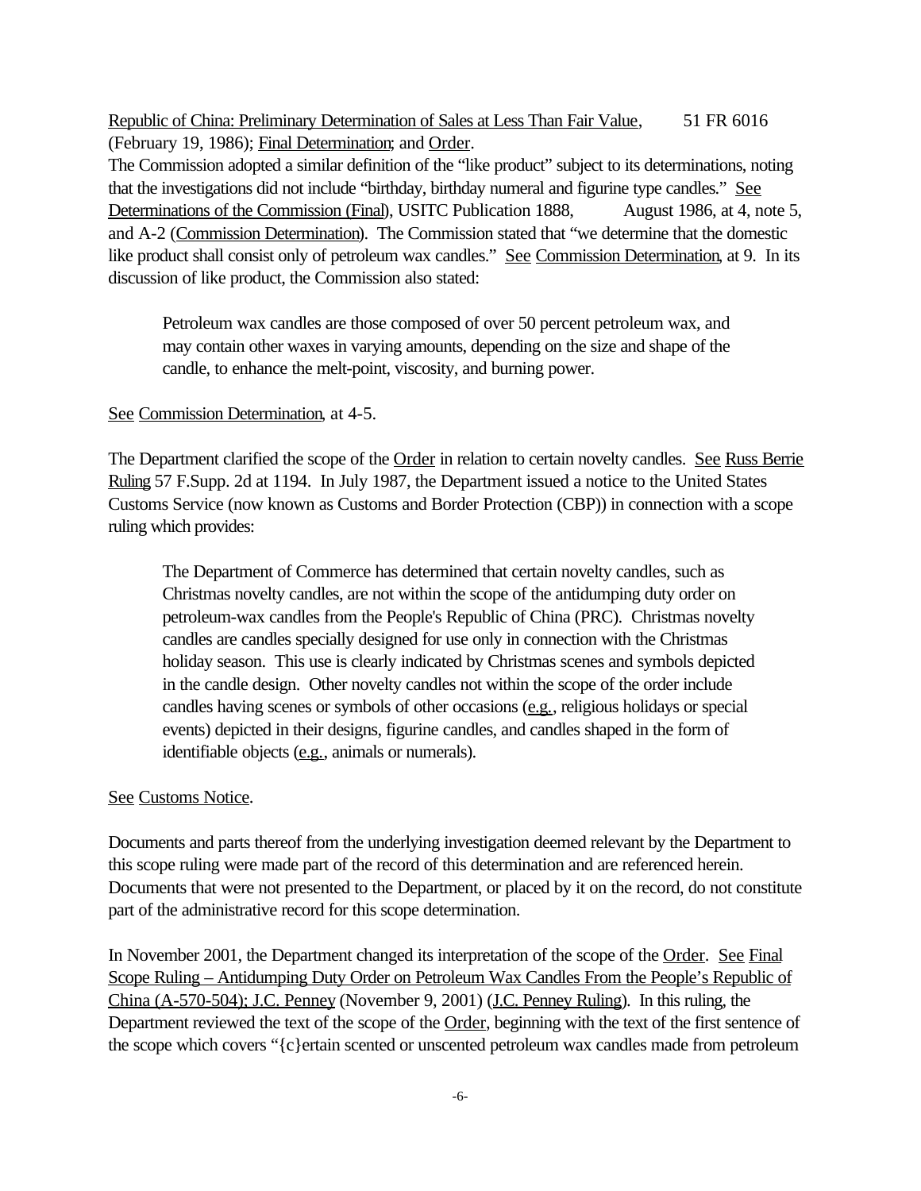Republic of China: Preliminary Determination of Sales at Less Than Fair Value, 51 FR 6016 (February 19, 1986); Final Determination; and Order.

The Commission adopted a similar definition of the "like product" subject to its determinations, noting that the investigations did not include "birthday, birthday numeral and figurine type candles." See Determinations of the Commission (Final), USITC Publication 1888, August 1986, at 4, note 5, and A-2 (Commission Determination). The Commission stated that "we determine that the domestic like product shall consist only of petroleum wax candles." See Commission Determination, at 9. In its discussion of like product, the Commission also stated:

> Petroleum wax candles are those composed of over 50 percent petroleum wax, and may contain other waxes in varying amounts, depending on the size and shape of the candle, to enhance the melt-point, viscosity, and burning power.

See Commission Determination, at 4-5.

The Department clarified the scope of the Order in relation to certain novelty candles. See Russ Berrie Ruling 57 F.Supp. 2d at 1194. In July 1987, the Department issued a notice to the United States Customs Service (now known as Customs and Border Protection (CBP)) in connection with a scope ruling which provides:

> The Department of Commerce has determined that certain novelty candles, such as Christmas novelty candles, are not within the scope of the antidumping duty order on petroleum-wax candles from the People's Republic of China (PRC). Christmas novelty candles are candles specially designed for use only in connection with the Christmas holiday season. This use is clearly indicated by Christmas scenes and symbols depicted in the candle design. Other novelty candles not within the scope of the order include candles having scenes or symbols of other occasions (e.g., religious holidays or special events) depicted in their designs, figurine candles, and candles shaped in the form of identifiable objects (e.g., animals or numerals).

See Customs Notice.

Documents and parts thereof from the underlying investigation deemed relevant by the Department to this scope ruling were made part of the record of this determination and are referenced herein. Documents that were not presented to the Department, or placed by it on the record, do not constitute part of the administrative record for this scope determination.

In November 2001, the Department changed its interpretation of the scope of the Order. See Final Scope Ruling – Antidumping Duty Order on Petroleum Wax Candles From the People's Republic of China (A-570-504); J.C. Penney (November 9, 2001) (J.C. Penney Ruling). In this ruling, the Department reviewed the text of the scope of the Order, beginning with the text of the first sentence of the scope which covers "{c}ertain scented or unscented petroleum wax candles made from petroleum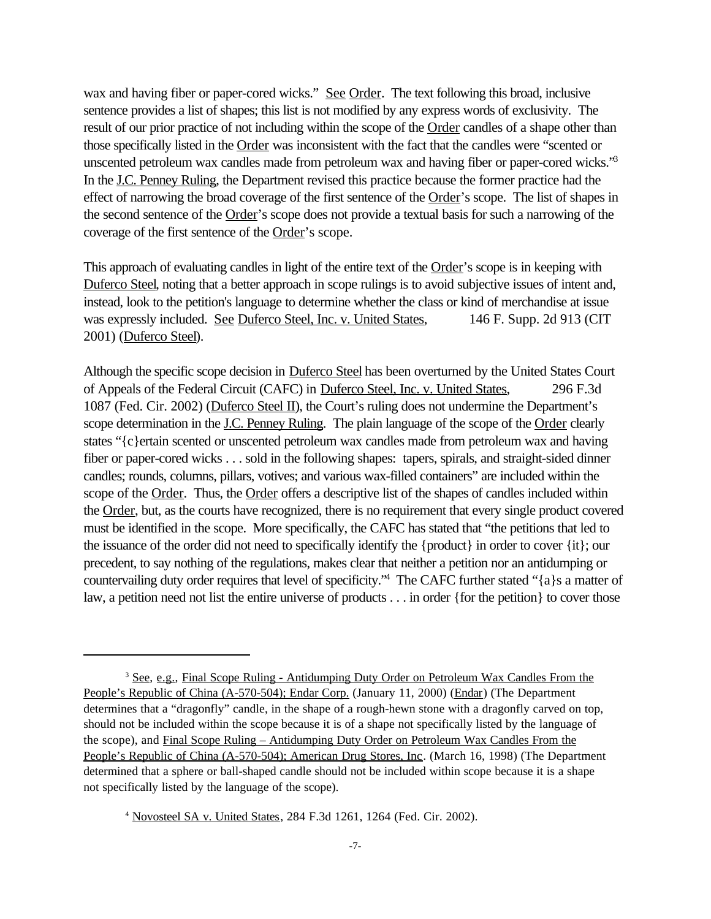wax and having fiber or paper-cored wicks." See Order. The text following this broad, inclusive sentence provides a list of shapes; this list is not modified by any express words of exclusivity. The result of our prior practice of not including within the scope of the Order candles of a shape other than those specifically listed in the Order was inconsistent with the fact that the candles were "scented or unscented petroleum wax candles made from petroleum wax and having fiber or paper-cored wicks."[3] In the J.C. Penney Ruling, the Department revised this practice because the former practice had the effect of narrowing the broad coverage of the first sentence of the Order's scope. The list of shapes in the second sentence of the Order's scope does not provide a textual basis for such a narrowing of the coverage of the first sentence of the Order's scope.

This approach of evaluating candles in light of the entire text of the Order's scope is in keeping with Duferco Steel, noting that a better approach in scope rulings is to avoid subjective issues of intent and, instead, look to the petition's language to determine whether the class or kind of merchandise at issue was expressly included. See Duferco Steel, Inc. v. United States, 146 F. Supp. 2d 913 (CIT 2001) (Duferco Steel).

Although the specific scope decision in Duferco Steel has been overturned by the United States Court of Appeals of the Federal Circuit (CAFC) in Duferco Steel, Inc. v. United States, 296 F.3d 1087 (Fed. Cir. 2002) (Duferco Steel II), the Court's ruling does not undermine the Department's scope determination in the J.C. Penney Ruling. The plain language of the scope of the Order clearly states "{c}ertain scented or unscented petroleum wax candles made from petroleum wax and having fiber or paper-cored wicks . . . sold in the following shapes: tapers, spirals, and straight-sided dinner candles; rounds, columns, pillars, votives; and various wax-filled containers" are included within the scope of the Order. Thus, the Order offers a descriptive list of the shapes of candles included within the Order, but, as the courts have recognized, there is no requirement that every single product covered must be identified in the scope. More specifically, the CAFC has stated that "the petitions that led to the issuance of the order did not need to specifically identify the {product} in order to cover {it}; our precedent, to say nothing of the regulations, makes clear that neither a petition nor an antidumping or countervailing duty order requires that level of specificity."[4] The CAFC further stated "{a}s a matter of law, a petition need not list the entire universe of products . . . in order {for the petition} to cover those

---

[3] See, e.g., Final Scope Ruling - Antidumping Duty Order on Petroleum Wax Candles From the People's Republic of China (A-570-504); Endar Corp. (January 11, 2000) (Endar) (The Department determines that a "dragonfly" candle, in the shape of a rough-hewn stone with a dragonfly carved on top, should not be included within the scope because it is of a shape not specifically listed by the language of the scope), and Final Scope Ruling – Antidumping Duty Order on Petroleum Wax Candles From the People's Republic of China (A-570-504); American Drug Stores, Inc. (March 16, 1998) (The Department determined that a sphere or ball-shaped candle should not be included within scope because it is a shape not specifically listed by the language of the scope).

[4] Novosteel SA v. United States, 284 F.3d 1261, 1264 (Fed. Cir. 2002).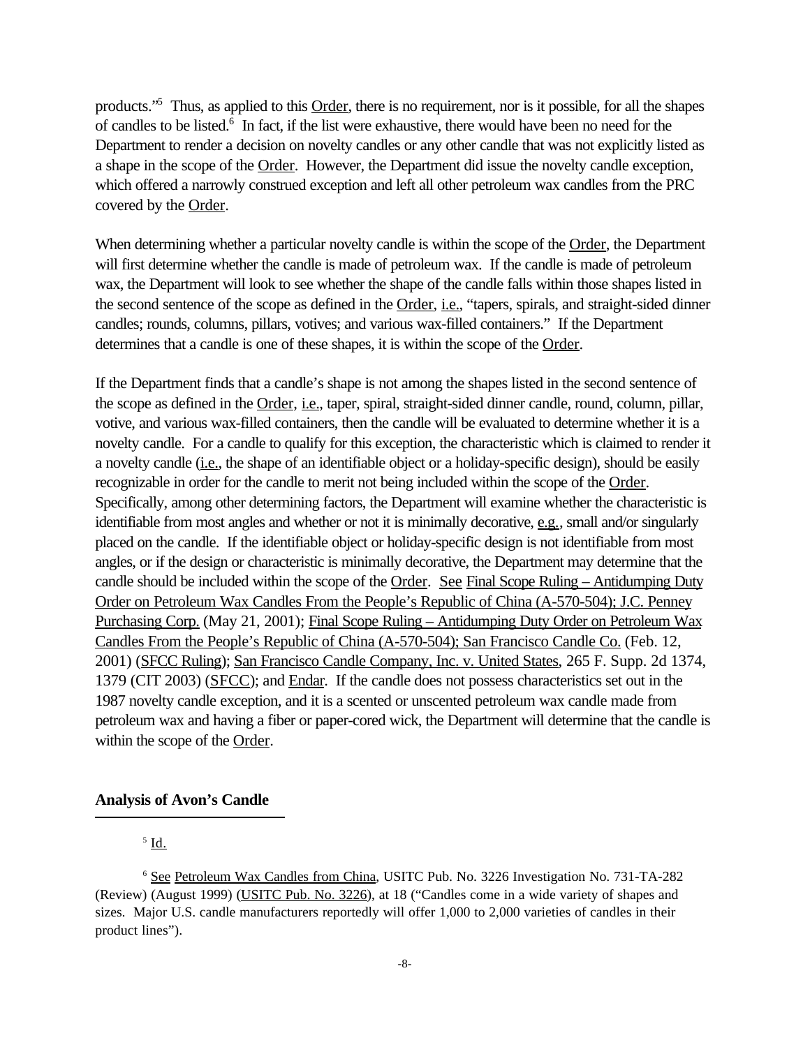products."[5] Thus, as applied to this Order, there is no requirement, nor is it possible, for all the shapes of candles to be listed.[6] In fact, if the list were exhaustive, there would have been no need for the Department to render a decision on novelty candles or any other candle that was not explicitly listed as a shape in the scope of the Order. However, the Department did issue the novelty candle exception, which offered a narrowly construed exception and left all other petroleum wax candles from the PRC covered by the Order.

When determining whether a particular novelty candle is within the scope of the Order, the Department will first determine whether the candle is made of petroleum wax. If the candle is made of petroleum wax, the Department will look to see whether the shape of the candle falls within those shapes listed in the second sentence of the scope as defined in the Order, i.e., "tapers, spirals, and straight-sided dinner candles; rounds, columns, pillars, votives; and various wax-filled containers." If the Department determines that a candle is one of these shapes, it is within the scope of the Order.

If the Department finds that a candle's shape is not among the shapes listed in the second sentence of the scope as defined in the Order, i.e., taper, spiral, straight-sided dinner candle, round, column, pillar, votive, and various wax-filled containers, then the candle will be evaluated to determine whether it is a novelty candle. For a candle to qualify for this exception, the characteristic which is claimed to render it a novelty candle (i.e., the shape of an identifiable object or a holiday-specific design), should be easily recognizable in order for the candle to merit not being included within the scope of the Order. Specifically, among other determining factors, the Department will examine whether the characteristic is identifiable from most angles and whether or not it is minimally decorative, e.g., small and/or singularly placed on the candle. If the identifiable object or holiday-specific design is not identifiable from most angles, or if the design or characteristic is minimally decorative, the Department may determine that the candle should be included within the scope of the Order. See Final Scope Ruling – Antidumping Duty Order on Petroleum Wax Candles From the People's Republic of China (A-570-504); J.C. Penney Purchasing Corp. (May 21, 2001); Final Scope Ruling – Antidumping Duty Order on Petroleum Wax Candles From the People's Republic of China (A-570-504); San Francisco Candle Co. (Feb. 12, 2001) (SFCC Ruling); San Francisco Candle Company, Inc. v. United States, 265 F. Supp. 2d 1374, 1379 (CIT 2003) (SFCC); and Endar. If the candle does not possess characteristics set out in the 1987 novelty candle exception, and it is a scented or unscented petroleum wax candle made from petroleum wax and having a fiber or paper-cored wick, the Department will determine that the candle is within the scope of the Order.

**Analysis of Avon's Candle**

[5] Id.

[6] See Petroleum Wax Candles from China, USITC Pub. No. 3226 Investigation No. 731-TA-282 (Review) (August 1999) (USITC Pub. No. 3226), at 18 ("Candles come in a wide variety of shapes and sizes. Major U.S. candle manufacturers reportedly will offer 1,000 to 2,000 varieties of candles in their product lines").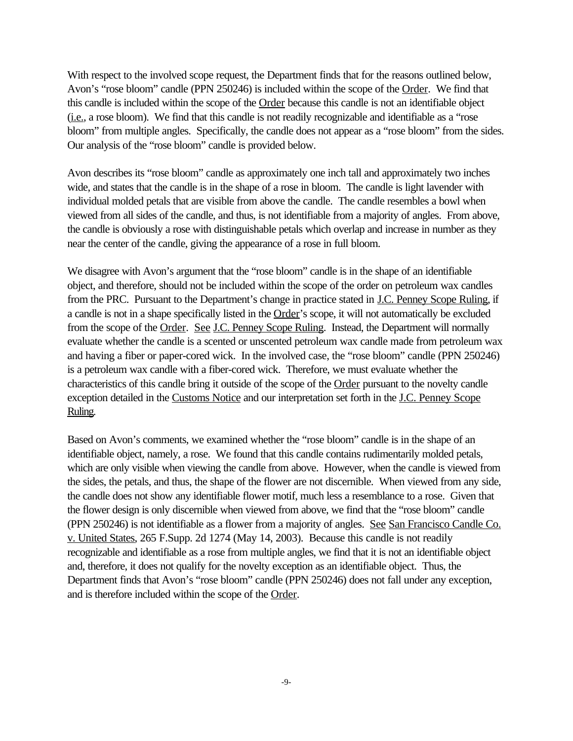With respect to the involved scope request, the Department finds that for the reasons outlined below, Avon's "rose bloom" candle (PPN 250246) is included within the scope of the Order. We find that this candle is included within the scope of the Order because this candle is not an identifiable object (i.e., a rose bloom). We find that this candle is not readily recognizable and identifiable as a "rose bloom" from multiple angles. Specifically, the candle does not appear as a "rose bloom" from the sides. Our analysis of the "rose bloom" candle is provided below.

Avon describes its "rose bloom" candle as approximately one inch tall and approximately two inches wide, and states that the candle is in the shape of a rose in bloom. The candle is light lavender with individual molded petals that are visible from above the candle. The candle resembles a bowl when viewed from all sides of the candle, and thus, is not identifiable from a majority of angles. From above, the candle is obviously a rose with distinguishable petals which overlap and increase in number as they near the center of the candle, giving the appearance of a rose in full bloom.

We disagree with Avon's argument that the "rose bloom" candle is in the shape of an identifiable object, and therefore, should not be included within the scope of the order on petroleum wax candles from the PRC. Pursuant to the Department's change in practice stated in J.C. Penney Scope Ruling, if a candle is not in a shape specifically listed in the Order's scope, it will not automatically be excluded from the scope of the Order. See J.C. Penney Scope Ruling. Instead, the Department will normally evaluate whether the candle is a scented or unscented petroleum wax candle made from petroleum wax and having a fiber or paper-cored wick. In the involved case, the "rose bloom" candle (PPN 250246) is a petroleum wax candle with a fiber-cored wick. Therefore, we must evaluate whether the characteristics of this candle bring it outside of the scope of the Order pursuant to the novelty candle exception detailed in the Customs Notice and our interpretation set forth in the J.C. Penney Scope Ruling.

Based on Avon's comments, we examined whether the "rose bloom" candle is in the shape of an identifiable object, namely, a rose. We found that this candle contains rudimentarily molded petals, which are only visible when viewing the candle from above. However, when the candle is viewed from the sides, the petals, and thus, the shape of the flower are not discernible. When viewed from any side, the candle does not show any identifiable flower motif, much less a resemblance to a rose. Given that the flower design is only discernible when viewed from above, we find that the "rose bloom" candle (PPN 250246) is not identifiable as a flower from a majority of angles. See San Francisco Candle Co. v. United States, 265 F.Supp. 2d 1274 (May 14, 2003). Because this candle is not readily recognizable and identifiable as a rose from multiple angles, we find that it is not an identifiable object and, therefore, it does not qualify for the novelty exception as an identifiable object. Thus, the Department finds that Avon's "rose bloom" candle (PPN 250246) does not fall under any exception, and is therefore included within the scope of the Order.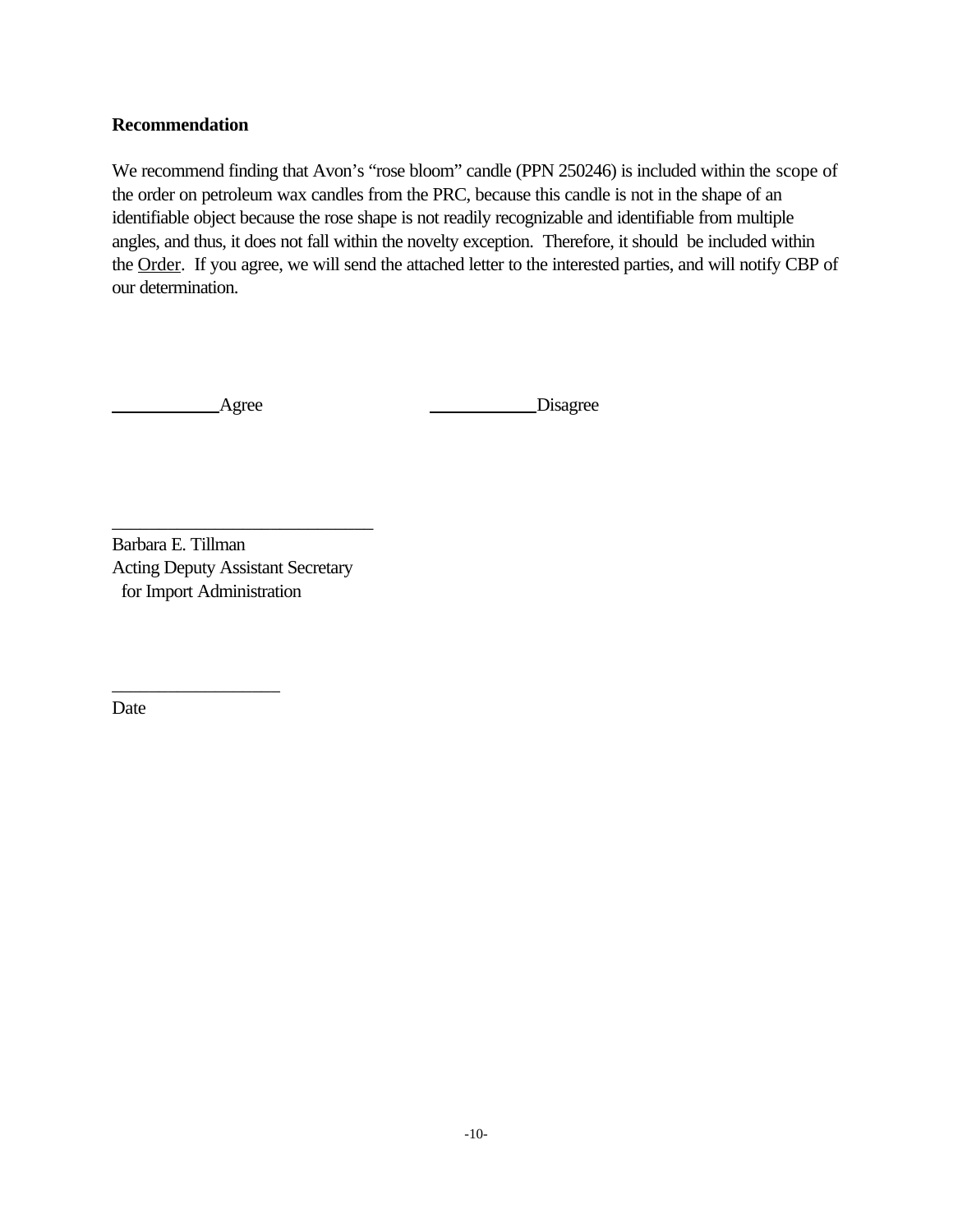**Recommendation**

We recommend finding that Avon's "rose bloom" candle (PPN 250246) is included within the scope of the order on petroleum wax candles from the PRC, because this candle is not in the shape of an identifiable object because the rose shape is not readily recognizable and identifiable from multiple angles, and thus, it does not fall within the novelty exception. Therefore, it should be included within the Order. If you agree, we will send the attached letter to the interested parties, and will notify CBP of our determination.

\_\_\_\_\_\_\_\_\_\_\_\_ Agree                    \_\_\_\_\_\_\_\_\_\_\_\_ Disagree

\_\_\_\_\_\_\_\_\_\_\_\_\_\_\_\_\_\_\_\_\_\_\_\_\_\_\_\_\_\_

Barbara E. Tillman  
Acting Deputy Assistant Secretary  
for Import Administration

\_\_\_\_\_\_\_\_\_\_\_\_\_\_\_\_\_\_\_

Date